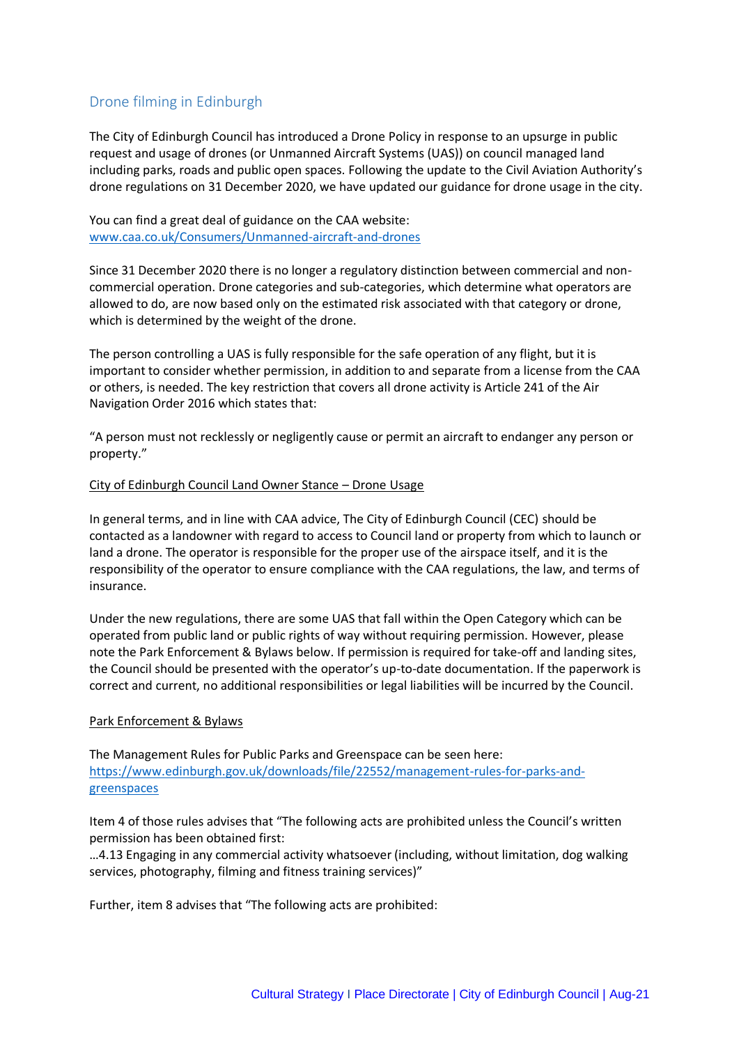# Drone filming in Edinburgh

The City of Edinburgh Council has introduced a Drone Policy in response to an upsurge in public request and usage of drones (or Unmanned Aircraft Systems (UAS)) on council managed land including parks, roads and public open spaces. Following the update to the Civil Aviation Authority's drone regulations on 31 December 2020, we have updated our guidance for drone usage in the city.

You can find a great deal of guidance on the CAA website: [www.caa.co.uk/Consumers/Unmanned-aircraft-and-drones](www.caa.co.uk/Consumers/Unmanned-aircraft-and-drones)

Since 31 December 2020 there is no longer a regulatory distinction between commercial and non-commercial operation. Drone categories and sub-categories, which determine what operators are allowed to do, are now based only on the estimated risk associated with that category or drone, which is determined by the weight of the drone.

The person controlling a UAS is fully responsible for the safe operation of any flight, but it is important to consider whether permission, in addition to and separate from a license from the CAA or others, is needed. The key restriction that covers all drone activity is Article 241 of the Air Navigation Order 2016 which states that:

"A person must not recklessly or negligently cause or permit an aircraft to endanger any person or property."

## City of Edinburgh Council Land Owner Stance – Drone Usage

In general terms, and in line with CAA advice, The City of Edinburgh Council (CEC) should be contacted as a landowner with regard to access to Council land or property from which to launch or land a drone. The operator is responsible for the proper use of the airspace itself, and it is the responsibility of the operator to ensure compliance with the CAA regulations, the law, and terms of insurance.

Under the new regulations, there are some UAS that fall within the Open Category which can be operated from public land or public rights of way without requiring permission. However, please note the Park Enforcement & Bylaws below. If permission is required for take-off and landing sites, the Council should be presented with the operator's up-to-date documentation. If the paperwork is correct and current, no additional responsibilities or legal liabilities will be incurred by the Council.

## Park Enforcement & Bylaws

The Management Rules for Public Parks and Greenspace can be seen here: [https://www.edinburgh.gov.uk/downloads/file/22552/management-rules-for-parks-and-greenspaces](https://www.edinburgh.gov.uk/downloads/file/22552/management-rules-for-parks-and-greenspaces)

Item 4 of those rules advises that "The following acts are prohibited unless the Council's written permission has been obtained first:
…4.13 Engaging in any commercial activity whatsoever (including, without limitation, dog walking services, photography, filming and fitness training services)"

Further, item 8 advises that "The following acts are prohibited: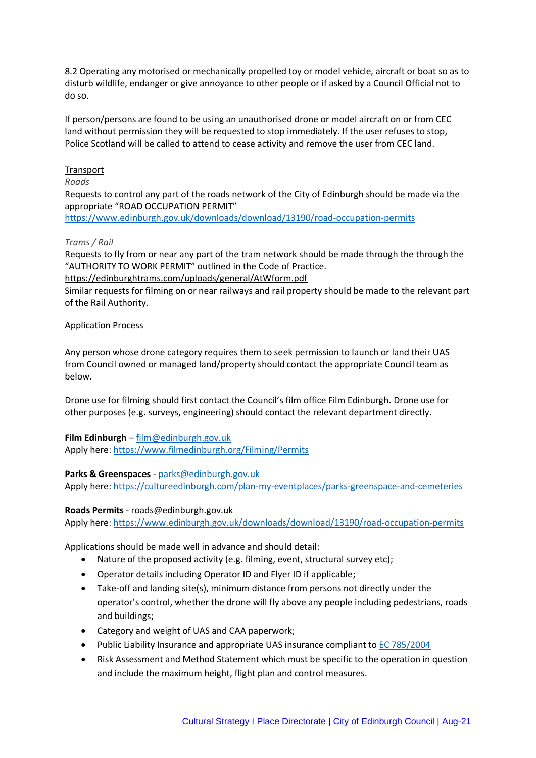8.2 Operating any motorised or mechanically propelled toy or model vehicle, aircraft or boat so as to disturb wildlife, endanger or give annoyance to other people or if asked by a Council Official not to do so.

If person/persons are found to be using an unauthorised drone or model aircraft on or from CEC land without permission they will be requested to stop immediately. If the user refuses to stop, Police Scotland will be called to attend to cease activity and remove the user from CEC land.

<u>Transport</u>

*Roads*

Requests to control any part of the roads network of the City of Edinburgh should be made via the appropriate "ROAD OCCUPATION PERMIT"
https://www.edinburgh.gov.uk/downloads/download/13190/road-occupation-permits

*Trams / Rail*

Requests to fly from or near any part of the tram network should be made through the through the "AUTHORITY TO WORK PERMIT" outlined in the Code of Practice.
https://edinburghtrams.com/uploads/general/AtWform.pdf
Similar requests for filming on or near railways and rail property should be made to the relevant part of the Rail Authority.

<u>Application Process</u>

Any person whose drone category requires them to seek permission to launch or land their UAS from Council owned or managed land/property should contact the appropriate Council team as below.

Drone use for filming should first contact the Council's film office Film Edinburgh. Drone use for other purposes (e.g. surveys, engineering) should contact the relevant department directly.

**Film Edinburgh** – film@edinburgh.gov.uk
Apply here: https://www.filmedinburgh.org/Filming/Permits

**Parks & Greenspaces** - parks@edinburgh.gov.uk
Apply here: https://cultureedinburgh.com/plan-my-eventplaces/parks-greenspace-and-cemeteries

**Roads Permits** - roads@edinburgh.gov.uk
Apply here: https://www.edinburgh.gov.uk/downloads/download/13190/road-occupation-permits

Applications should be made well in advance and should detail:

- Nature of the proposed activity (e.g. filming, event, structural survey etc);
- Operator details including Operator ID and Flyer ID if applicable;
- Take-off and landing site(s), minimum distance from persons not directly under the operator's control, whether the drone will fly above any people including pedestrians, roads and buildings;
- Category and weight of UAS and CAA paperwork;
- Public Liability Insurance and appropriate UAS insurance compliant to EC 785/2004
- Risk Assessment and Method Statement which must be specific to the operation in question and include the maximum height, flight plan and control measures.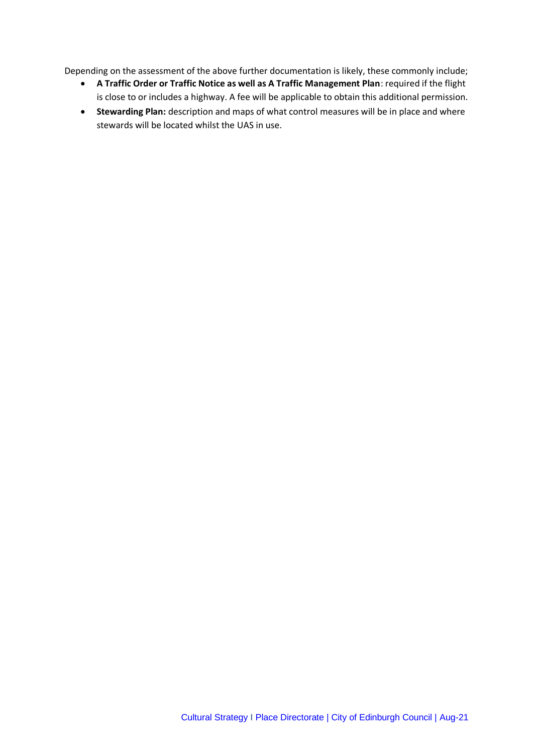Depending on the assessment of the above further documentation is likely, these commonly include;

- **A Traffic Order or Traffic Notice as well as A Traffic Management Plan**: required if the flight is close to or includes a highway. A fee will be applicable to obtain this additional permission.
- **Stewarding Plan:** description and maps of what control measures will be in place and where stewards will be located whilst the UAS in use.